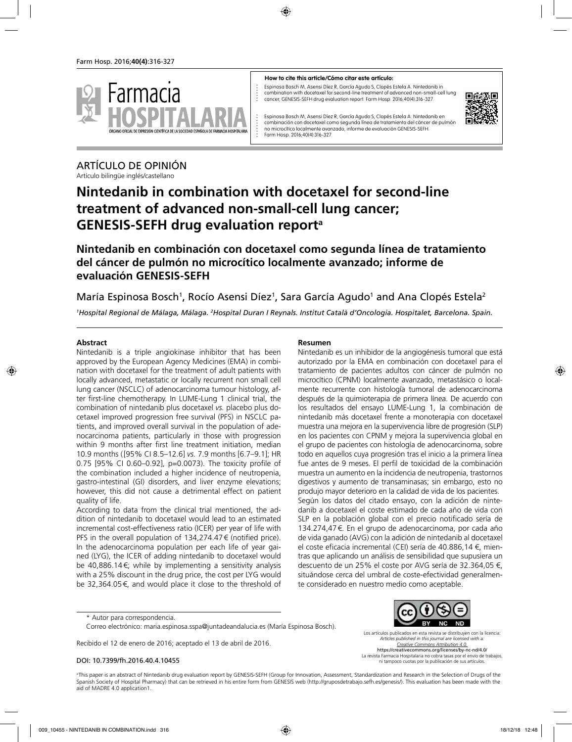**How to cite this article/Cómo citar este artículo:**

Espinosa Bosch M, Asensi Díez R, García Agudo S, Clopés Estela A. Nintedanib in combination with docetaxel for second-line treatment of advanced non-small-cell lung cancer, GENESIS-SEFH drug evaluation report. Farm Hosp. 2016;40(4):316-327.

Espinosa Bosch M, Asensi Díez R, García Agudo S, Clopés Estela A. Nintedanib en combinación con docetaxel como segunda línea de tratamiento del cáncer de pulmón no microcítico localmente avanzado; informe de evaluación GENESIS-SEFH. Farm Hosp. 2016;40(4):316-327.

ARTÍCULO DE OPINIÓN
Artículo bilingüe inglés/castellano

# Nintedanib in combination with docetaxel for second-line treatment of advanced non-small-cell lung cancer; GENESIS-SEFH drug evaluation report[a]

## Nintedanib en combinación con docetaxel como segunda línea de tratamiento del cáncer de pulmón no microcítico localmente avanzado; informe de evaluación GENESIS-SEFH

María Espinosa Bosch[1], Rocío Asensi Díez[1], Sara García Agudo[1] and Ana Clopés Estela[2]

*[1]Hospital Regional de Málaga, Málaga. [2]Hospital Duran I Reynals. Institut Català d'Oncologia. Hospitalet, Barcelona. Spain.*

### Abstract

Nintedanib is a triple angiokinase inhibitor that has been approved by the European Agency Medicines (EMA) in combination with docetaxel for the treatment of adult patients with locally advanced, metastatic or locally recurrent non small cell lung cancer (NSCLC) of adenocarcinoma tumour histology, after first-line chemotherapy. In LUME-Lung 1 clinical trial, the combination of nintedanib plus docetaxel *vs.* placebo plus docetaxel improved progression free survival (PFS) in NSCLC patients, and improved overall survival in the population of adenocarcinoma patients, particularly in those with progression within 9 months after first line treatment initiation, median 10.9 months ([95% CI 8.5–12.6] *vs.* 7.9 months [6.7–9.1]; HR 0.75 [95% CI 0.60–0.92], p=0.0073). The toxicity profile of the combination included a higher incidence of neutropenia, gastro-intestinal (GI) disorders, and liver enzyme elevations; however, this did not cause a detrimental effect on patient quality of life.

According to data from the clinical trial mentioned, the addition of nintedanib to docetaxel would lead to an estimated incremental cost-effectiveness ratio (ICER) per year of life with PFS in the overall population of 134,274.47 € (notified price). In the adenocarcinoma population per each life of year gained (LYG), the ICER of adding nintedanib to docetaxel would be 40,886.14 €; while by implementing a sensitivity analysis with a 25% discount in the drug price, the cost per LYG would be 32,364.05 €, and would place it close to the threshold of

### Resumen

Nintedanib es un inhibidor de la angiogénesis tumoral que está autorizado por la EMA en combinación con docetaxel para el tratamiento de pacientes adultos con cáncer de pulmón no microcítico (CPNM) localmente avanzado, metastásico o localmente recurrente con histología tumoral de adenocarcinoma después de la quimioterapia de primera línea. De acuerdo con los resultados del ensayo LUME-Lung 1, la combinación de nintedanib más docetaxel frente a monoterapia con docetaxel muestra una mejora en la supervivencia libre de progresión (SLP) en los pacientes con CPNM y mejora la supervivencia global en el grupo de pacientes con histología de adenocarcinoma, sobre todo en aquellos cuya progresión tras el inicio a la primera línea fue antes de 9 meses. El perfil de toxicidad de la combinación muestra un aumento en la incidencia de neutropenia, trastornos digestivos y aumento de transaminasas; sin embargo, esto no produjo mayor deterioro en la calidad de vida de los pacientes.

Según los datos del citado ensayo, con la adición de nintedanib a docetaxel el coste estimado de cada año de vida con SLP en la población global con el precio notificado sería de 134.274,47 €. En el grupo de adenocarcinoma, por cada año de vida ganado (AVG) con la adición de nintedanib al docetaxel el coste eficacia incremental (CEI) sería de 40.886,14 €, mientras que aplicando un análisis de sensibilidad que supusiera un descuento de un 25% el coste por AVG sería de 32.364,05 €, situándose cerca del umbral de coste-efectividad generalmente considerado en nuestro medio como aceptable.

\* Autor para correspondencia.
Correo electrónico: maria.espinosa.sspa@juntadeandalucia.es (María Espinosa Bosch).

Recibido el 12 de enero de 2016; aceptado el 13 de abril de 2016.

DOI: 10.7399/fh.2016.40.4.10455

Los artículos publicados en esta revista se distribuyen con la licencia: *Articles published in this journal are licensed with a: Creative Commons Attribution 4.0.* https://creativecommons.org/licenses/by-nc-nd/4.0/ La revista Farmacia Hospitalaria no cobra tasas por el envío de trabajos, ni tampoco cuotas por la publicación de sus artículos.

[a]This paper is an abstract of Nintedanib drug evaluation report by GENESIS-SEFH (Group for Innovation, Assessment, Standardization and Research in the Selection of Drugs of the Spanish Society of Hospital Pharmacy) that can be retrieved in his entire form from GENESIS web (http://gruposdetrabajo.sefh.es/genesis/). This evaluation has been made with the aid of MADRE 4.0 application1.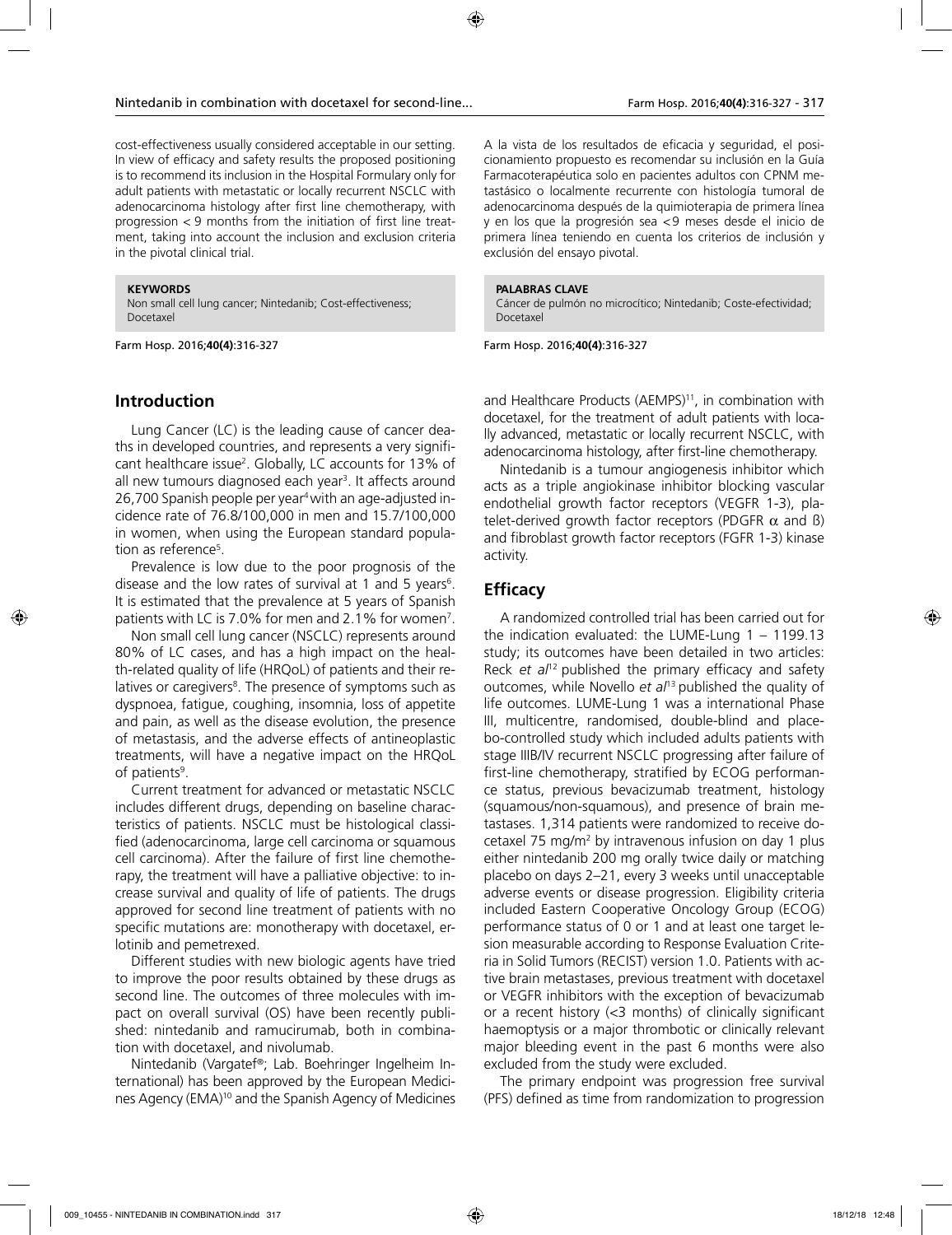cost-effectiveness usually considered acceptable in our setting. In view of efficacy and safety results the proposed positioning is to recommend its inclusion in the Hospital Formulary only for adult patients with metastatic or locally recurrent NSCLC with adenocarcinoma histology after first line chemotherapy, with progression < 9 months from the initiation of first line treatment, taking into account the inclusion and exclusion criteria in the pivotal clinical trial.

**KEYWORDS**
Non small cell lung cancer; Nintedanib; Cost-effectiveness; Docetaxel

A la vista de los resultados de eficacia y seguridad, el posicionamiento propuesto es recomendar su inclusión en la Guía Farmacoterapéutica solo en pacientes adultos con CPNM metastásico o localmente recurrente con histología tumoral de adenocarcinoma después de la quimioterapia de primera línea y en los que la progresión sea <9 meses desde el inicio de primera línea teniendo en cuenta los criterios de inclusión y exclusión del ensayo pivotal.

**PALABRAS CLAVE**
Cáncer de pulmón no microcítico; Nintedanib; Coste-efectividad; Docetaxel

## Introduction

Lung Cancer (LC) is the leading cause of cancer deaths in developed countries, and represents a very significant healthcare issue[2]. Globally, LC accounts for 13% of all new tumours diagnosed each year[3]. It affects around 26,700 Spanish people per year[4] with an age-adjusted incidence rate of 76.8/100,000 in men and 15.7/100,000 in women, when using the European standard population as reference[5].

Prevalence is low due to the poor prognosis of the disease and the low rates of survival at 1 and 5 years[6]. It is estimated that the prevalence at 5 years of Spanish patients with LC is 7.0% for men and 2.1% for women[7].

Non small cell lung cancer (NSCLC) represents around 80% of LC cases, and has a high impact on the health-related quality of life (HRQoL) of patients and their relatives or caregivers[8]. The presence of symptoms such as dyspnoea, fatigue, coughing, insomnia, loss of appetite and pain, as well as the disease evolution, the presence of metastasis, and the adverse effects of antineoplastic treatments, will have a negative impact on the HRQoL of patients[9].

Current treatment for advanced or metastatic NSCLC includes different drugs, depending on baseline characteristics of patients. NSCLC must be histological classified (adenocarcinoma, large cell carcinoma or squamous cell carcinoma). After the failure of first line chemotherapy, the treatment will have a palliative objective: to increase survival and quality of life of patients. The drugs approved for second line treatment of patients with no specific mutations are: monotherapy with docetaxel, erlotinib and pemetrexed.

Different studies with new biologic agents have tried to improve the poor results obtained by these drugs as second line. The outcomes of three molecules with impact on overall survival (OS) have been recently published: nintedanib and ramucirumab, both in combination with docetaxel, and nivolumab.

Nintedanib (Vargatef®; Lab. Boehringer Ingelheim International) has been approved by the European Medicines Agency (EMA)[10] and the Spanish Agency of Medicines and Healthcare Products (AEMPS)[11], in combination with docetaxel, for the treatment of adult patients with locally advanced, metastatic or locally recurrent NSCLC, with adenocarcinoma histology, after first-line chemotherapy.

Nintedanib is a tumour angiogenesis inhibitor which acts as a triple angiokinase inhibitor blocking vascular endothelial growth factor receptors (VEGFR 1-3), platelet-derived growth factor receptors (PDGFR $\alpha$ and ß) and fibroblast growth factor receptors (FGFR 1-3) kinase activity.

## Efficacy

A randomized controlled trial has been carried out for the indication evaluated: the LUME-Lung 1 – 1199.13 study; its outcomes have been detailed in two articles: Reck *et al*[12] published the primary efficacy and safety outcomes, while Novello *et al*[13] published the quality of life outcomes. LUME-Lung 1 was a international Phase III, multicentre, randomised, double-blind and placebo-controlled study which included adults patients with stage IIIB/IV recurrent NSCLC progressing after failure of first-line chemotherapy, stratified by ECOG performance status, previous bevacizumab treatment, histology (squamous/non-squamous), and presence of brain metastases. 1,314 patients were randomized to receive docetaxel 75 mg/m$^2$ by intravenous infusion on day 1 plus either nintedanib 200 mg orally twice daily or matching placebo on days 2–21, every 3 weeks until unacceptable adverse events or disease progression. Eligibility criteria included Eastern Cooperative Oncology Group (ECOG) performance status of 0 or 1 and at least one target lesion measurable according to Response Evaluation Criteria in Solid Tumors (RECIST) version 1.0. Patients with active brain metastases, previous treatment with docetaxel or VEGFR inhibitors with the exception of bevacizumab or a recent history (<3 months) of clinically significant haemoptysis or a major thrombotic or clinically relevant major bleeding event in the past 6 months were also excluded from the study were excluded.

The primary endpoint was progression free survival (PFS) defined as time from randomization to progression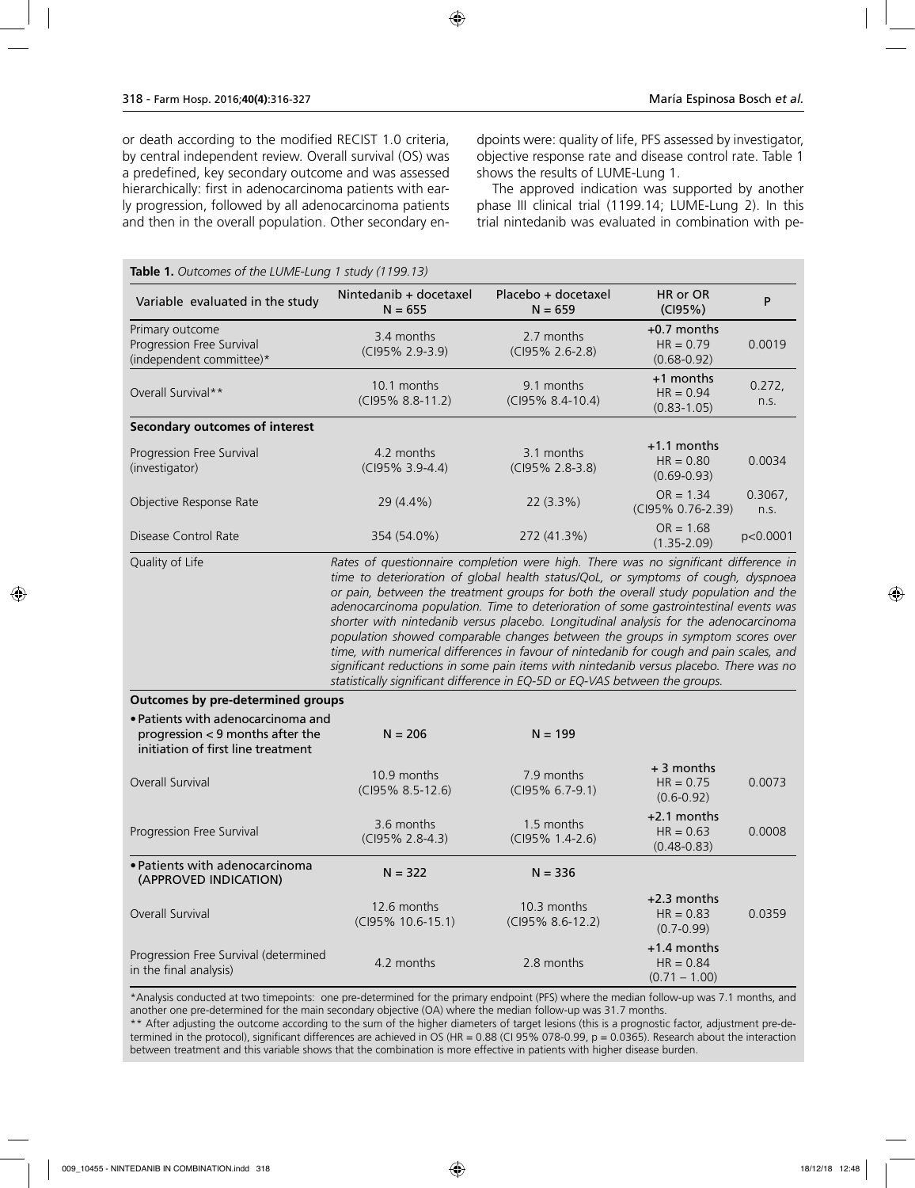or death according to the modified RECIST 1.0 criteria, by central independent review. Overall survival (OS) was a predefined, key secondary outcome and was assessed hierarchically: first in adenocarcinoma patients with early progression, followed by all adenocarcinoma patients and then in the overall population. Other secondary endpoints were: quality of life, PFS assessed by investigator, objective response rate and disease control rate. Table 1 shows the results of LUME-Lung 1.

The approved indication was supported by another phase III clinical trial (1199.14; LUME-Lung 2). In this trial nintedanib was evaluated in combination with pe-

**Table 1.** *Outcomes of the LUME-Lung 1 study (1199.13)*

| Variable evaluated in the study | Nintedanib + docetaxel N = 655 | Placebo + docetaxel N = 659 | HR or OR (CI95%) | P |
|---|---|---|---|---|
| Primary outcome Progression Free Survival (independent committee)* | 3.4 months (CI95% 2.9-3.9) | 2.7 months (CI95% 2.6-2.8) | +0.7 months HR = 0.79 (0.68-0.92) | 0.0019 |
| Overall Survival** | 10.1 months (CI95% 8.8-11.2) | 9.1 months (CI95% 8.4-10.4) | +1 months HR = 0.94 (0.83-1.05) | 0.272, n.s. |
| **Secondary outcomes of interest** | | | | |
| Progression Free Survival (investigator) | 4.2 months (CI95% 3.9-4.4) | 3.1 months (CI95% 2.8-3.8) | +1.1 months HR = 0.80 (0.69-0.93) | 0.0034 |
| Objective Response Rate | 29 (4.4%) | 22 (3.3%) | OR = 1.34 (CI95% 0.76-2.39) | 0.3067, n.s. |
| Disease Control Rate | 354 (54.0%) | 272 (41.3%) | OR = 1.68 (1.35-2.09) | p<0.0001 |
| Quality of Life | *Rates of questionnaire completion were high. There was no significant difference in time to deterioration of global health status/QoL, or symptoms of cough, dyspnoea or pain, between the treatment groups for both the overall study population and the adenocarcinoma population. Time to deterioration of some gastrointestinal events was shorter with nintedanib versus placebo. Longitudinal analysis for the adenocarcinoma population showed comparable changes between the groups in symptom scores over time, with numerical differences in favour of nintedanib for cough and pain scales, and significant reductions in some pain items with nintedanib versus placebo. There was no statistically significant difference in EQ-5D or EQ-VAS between the groups.* | | | |
| **Outcomes by pre-determined groups** | | | | |
| • Patients with adenocarcinoma and progression < 9 months after the initiation of first line treatment | N = 206 | N = 199 | | |
| Overall Survival | 10.9 months (CI95% 8.5-12.6) | 7.9 months (CI95% 6.7-9.1) | + 3 months HR = 0.75 (0.6-0.92) | 0.0073 |
| Progression Free Survival | 3.6 months (CI95% 2.8-4.3) | 1.5 months (CI95% 1.4-2.6) | +2.1 months HR = 0.63 (0.48-0.83) | 0.0008 |
| • Patients with adenocarcinoma (APPROVED INDICATION) | N = 322 | N = 336 | | |
| Overall Survival | 12.6 months (CI95% 10.6-15.1) | 10.3 months (CI95% 8.6-12.2) | +2.3 months HR = 0.83 (0.7-0.99) | 0.0359 |
| Progression Free Survival (determined in the final analysis) | 4.2 months | 2.8 months | +1.4 months HR = 0.84 (0.71 – 1.00) | |

\*Analysis conducted at two timepoints: one pre-determined for the primary endpoint (PFS) where the median follow-up was 7.1 months, and another one pre-determined for the main secondary objective (OA) where the median follow-up was 31.7 months.

\*\* After adjusting the outcome according to the sum of the higher diameters of target lesions (this is a prognostic factor, adjustment pre-determined in the protocol), significant differences are achieved in OS (HR = 0.88 (CI 95% 078-0.99, p = 0.0365). Research about the interaction between treatment and this variable shows that the combination is more effective in patients with higher disease burden.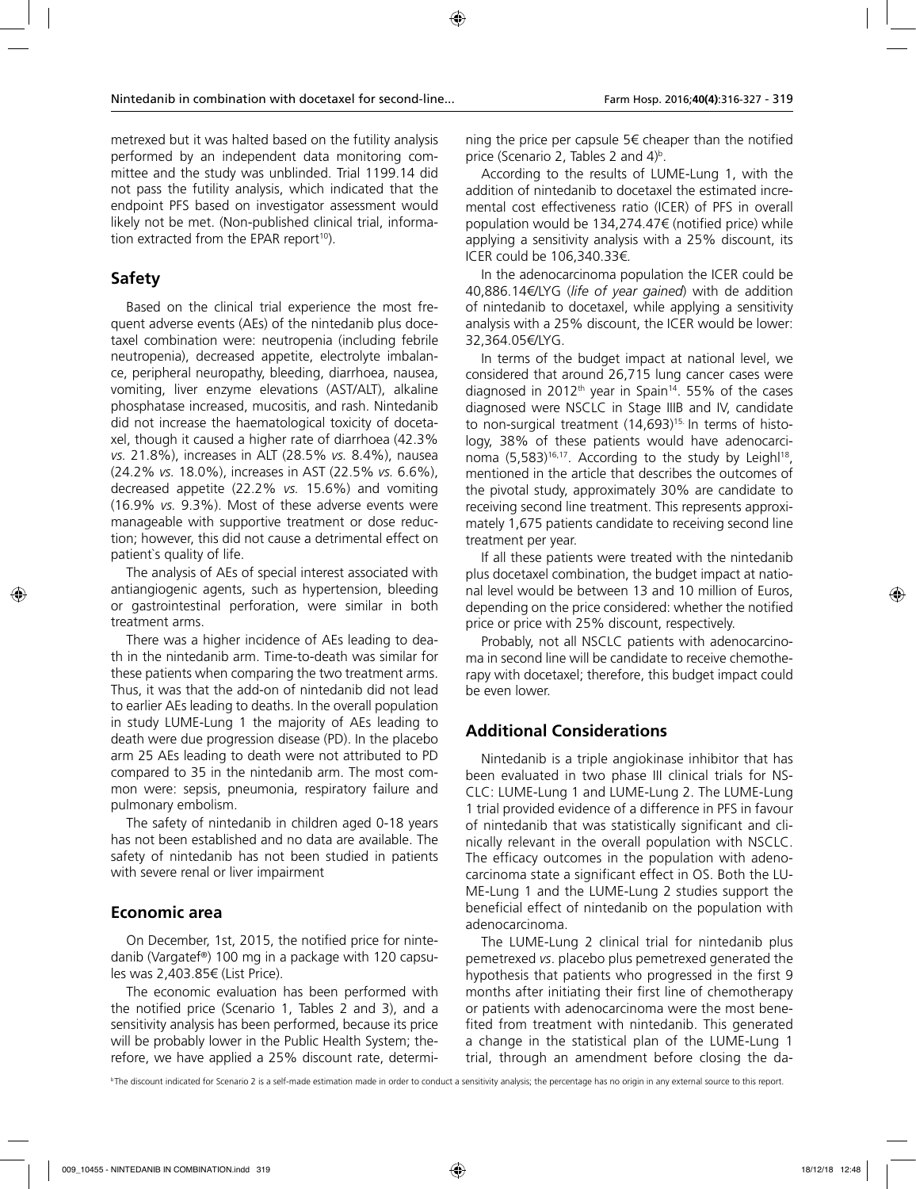metrexed but it was halted based on the futility analysis performed by an independent data monitoring committee and the study was unblinded. Trial 1199.14 did not pass the futility analysis, which indicated that the endpoint PFS based on investigator assessment would likely not be met. (Non-published clinical trial, information extracted from the EPAR report[10]).

## Safety

Based on the clinical trial experience the most frequent adverse events (AEs) of the nintedanib plus docetaxel combination were: neutropenia (including febrile neutropenia), decreased appetite, electrolyte imbalance, peripheral neuropathy, bleeding, diarrhoea, nausea, vomiting, liver enzyme elevations (AST/ALT), alkaline phosphatase increased, mucositis, and rash. Nintedanib did not increase the haematological toxicity of docetaxel, though it caused a higher rate of diarrhoea (42.3% *vs.* 21.8%), increases in ALT (28.5% *vs.* 8.4%), nausea (24.2% *vs.* 18.0%), increases in AST (22.5% *vs.* 6.6%), decreased appetite (22.2% *vs.* 15.6%) and vomiting (16.9% *vs.* 9.3%). Most of these adverse events were manageable with supportive treatment or dose reduction; however, this did not cause a detrimental effect on patient`s quality of life.

The analysis of AEs of special interest associated with antiangiogenic agents, such as hypertension, bleeding or gastrointestinal perforation, were similar in both treatment arms.

There was a higher incidence of AEs leading to death in the nintedanib arm. Time-to-death was similar for these patients when comparing the two treatment arms. Thus, it was that the add-on of nintedanib did not lead to earlier AEs leading to deaths. In the overall population in study LUME-Lung 1 the majority of AEs leading to death were due progression disease (PD). In the placebo arm 25 AEs leading to death were not attributed to PD compared to 35 in the nintedanib arm. The most common were: sepsis, pneumonia, respiratory failure and pulmonary embolism.

The safety of nintedanib in children aged 0-18 years has not been established and no data are available. The safety of nintedanib has not been studied in patients with severe renal or liver impairment

## Economic area

On December, 1st, 2015, the notified price for nintedanib (Vargatef®) 100 mg in a package with 120 capsules was 2,403.85€ (List Price).

The economic evaluation has been performed with the notified price (Scenario 1, Tables 2 and 3), and a sensitivity analysis has been performed, because its price will be probably lower in the Public Health System; therefore, we have applied a 25% discount rate, determining the price per capsule 5€ cheaper than the notified price (Scenario 2, Tables 2 and 4)[b].

According to the results of LUME-Lung 1, with the addition of nintedanib to docetaxel the estimated incremental cost effectiveness ratio (ICER) of PFS in overall population would be 134,274.47€ (notified price) while applying a sensitivity analysis with a 25% discount, its ICER could be 106,340.33€.

In the adenocarcinoma population the ICER could be 40,886.14€/LYG (*life of year gained*) with de addition of nintedanib to docetaxel, while applying a sensitivity analysis with a 25% discount, the ICER would be lower: 32,364.05€/LYG.

In terms of the budget impact at national level, we considered that around 26,715 lung cancer cases were diagnosed in 2012th year in Spain[14]. 55% of the cases diagnosed were NSCLC in Stage IIIB and IV, candidate to non-surgical treatment (14,693)[15]. In terms of histology, 38% of these patients would have adenocarcinoma (5,583)[16,17]. According to the study by Leighl[18], mentioned in the article that describes the outcomes of the pivotal study, approximately 30% are candidate to receiving second line treatment. This represents approximately 1,675 patients candidate to receiving second line treatment per year.

If all these patients were treated with the nintedanib plus docetaxel combination, the budget impact at national level would be between 13 and 10 million of Euros, depending on the price considered: whether the notified price or price with 25% discount, respectively.

Probably, not all NSCLC patients with adenocarcinoma in second line will be candidate to receive chemotherapy with docetaxel; therefore, this budget impact could be even lower.

## Additional Considerations

Nintedanib is a triple angiokinase inhibitor that has been evaluated in two phase III clinical trials for NSCLC: LUME-Lung 1 and LUME-Lung 2. The LUME-Lung 1 trial provided evidence of a difference in PFS in favour of nintedanib that was statistically significant and clinically relevant in the overall population with NSCLC. The efficacy outcomes in the population with adenocarcinoma state a significant effect in OS. Both the LUME-Lung 1 and the LUME-Lung 2 studies support the beneficial effect of nintedanib on the population with adenocarcinoma.

The LUME-Lung 2 clinical trial for nintedanib plus pemetrexed *vs*. placebo plus pemetrexed generated the hypothesis that patients who progressed in the first 9 months after initiating their first line of chemotherapy or patients with adenocarcinoma were the most benefited from treatment with nintedanib. This generated a change in the statistical plan of the LUME-Lung 1 trial, through an amendment before closing the da-

[b]The discount indicated for Scenario 2 is a self-made estimation made in order to conduct a sensitivity analysis; the percentage has no origin in any external source to this report.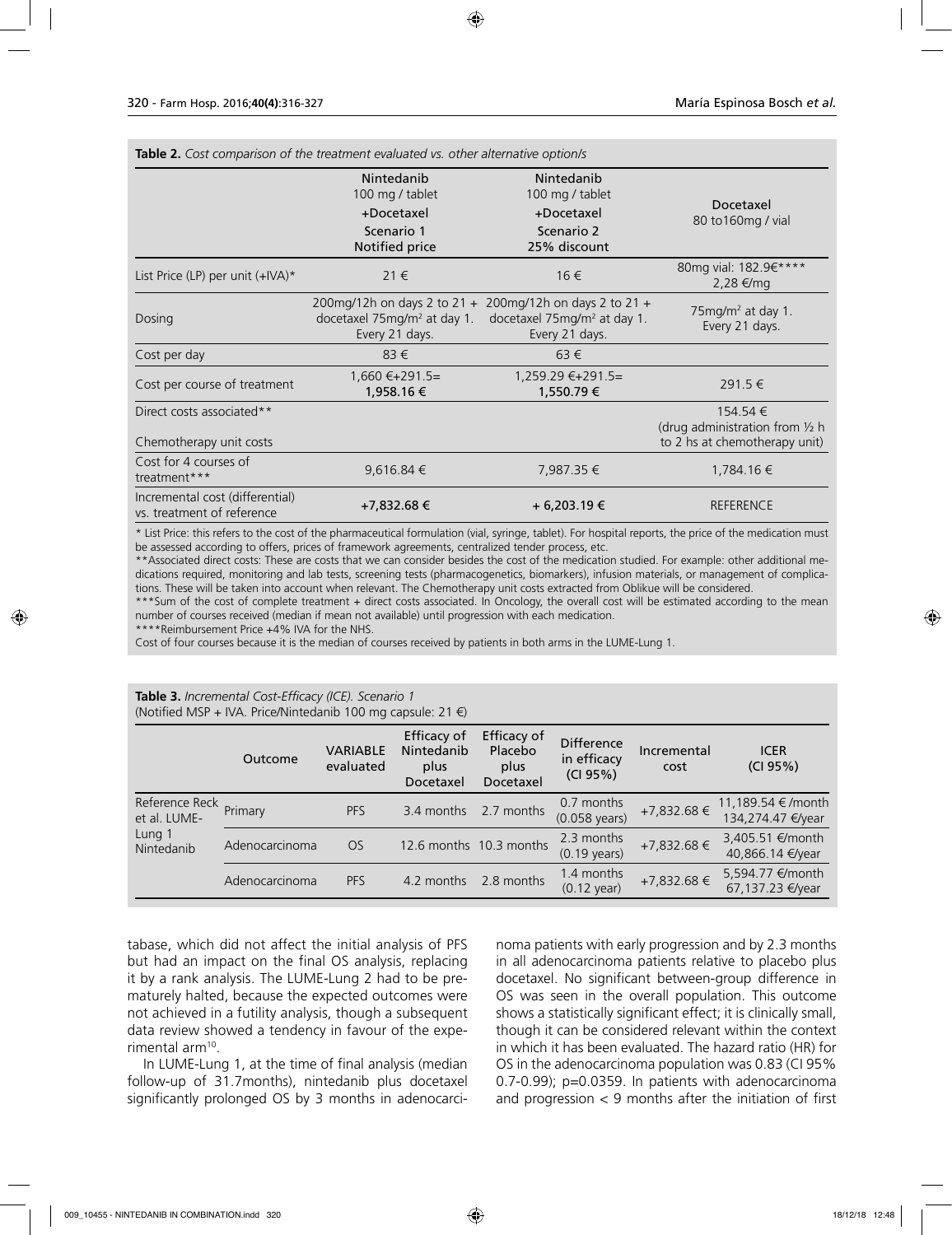**Table 2.** *Cost comparison of the treatment evaluated vs. other alternative option/s*

| | Nintedanib 100 mg / tablet +Docetaxel Scenario 1 Notified price | Nintedanib 100 mg / tablet +Docetaxel Scenario 2 25% discount | Docetaxel 80 to160mg / vial |
|---|---|---|---|
| List Price (LP) per unit (+IVA)* | 21 € | 16 € | 80mg vial: 182.9€**** 2,28 €/mg |
| Dosing | 200mg/12h on days 2 to 21 + docetaxel 75mg/m² at day 1. Every 21 days. | 200mg/12h on days 2 to 21 + docetaxel 75mg/m² at day 1. Every 21 days. | 75mg/m² at day 1. Every 21 days. |
| Cost per day | 83 € | 63 € | |
| Cost per course of treatment | 1,660 €+291.5= **1,958.16 €** | 1,259.29 €+291.5= **1,550.79 €** | 291.5 € |
| Direct costs associated** Chemotherapy unit costs | | | 154.54 € (drug administration from ½ h to 2 hs at chemotherapy unit) |
| Cost for 4 courses of treatment*** | 9,616.84 € | 7,987.35 € | 1,784.16 € |
| Incremental cost (differential) vs. treatment of reference | **+7,832.68 €** | + 6,203.19 € | REFERENCE |

\* List Price: this refers to the cost of the pharmaceutical formulation (vial, syringe, tablet). For hospital reports, the price of the medication must be assessed according to offers, prices of framework agreements, centralized tender process, etc.

\*\*Associated direct costs: These are costs that we can consider besides the cost of the medication studied. For example: other additional medications required, monitoring and lab tests, screening tests (pharmacogenetics, biomarkers), infusion materials, or management of complications. These will be taken into account when relevant. The Chemotherapy unit costs extracted from Oblikue will be considered.

\*\*\*Sum of the cost of complete treatment + direct costs associated. In Oncology, the overall cost will be estimated according to the mean number of courses received (median if mean not available) until progression with each medication.

\*\*\*\*Reimbursement Price +4% IVA for the NHS.

Cost of four courses because it is the median of courses received by patients in both arms in the LUME-Lung 1.

**Table 3.** *Incremental Cost-Efficacy (ICE). Scenario 1*
(Notified MSP + IVA. Price/Nintedanib 100 mg capsule: 21 €)

| | Outcome | VARIABLE evaluated | Efficacy of Nintedanib plus Docetaxel | Efficacy of Placebo plus Docetaxel | Difference in efficacy (CI 95%) | Incremental cost | ICER (CI 95%) |
|---|---|---|---|---|---|---|---|
| Reference Reck et al. LUME-Lung 1 Nintedanib | Primary | PFS | 3.4 months | 2.7 months | 0.7 months (0.058 years) | +7,832.68 € | 11,189.54 € /month 134,274.47 €/year |
| | Adenocarcinoma | OS | 12.6 months | 10.3 months | 2.3 months (0.19 years) | +7,832.68 € | 3,405.51 €/month 40,866.14 €/year |
| | Adenocarcinoma | PFS | 4.2 months | 2.8 months | 1.4 months (0.12 year) | +7,832.68 € | 5,594.77 €/month 67,137.23 €/year |

tabase, which did not affect the initial analysis of PFS but had an impact on the final OS analysis, replacing it by a rank analysis. The LUME-Lung 2 had to be prematurely halted, because the expected outcomes were not achieved in a futility analysis, though a subsequent data review showed a tendency in favour of the experimental arm[10].

In LUME-Lung 1, at the time of final analysis (median follow-up of 31.7months), nintedanib plus docetaxel significantly prolonged OS by 3 months in adenocarcinoma patients with early progression and by 2.3 months in all adenocarcinoma patients relative to placebo plus docetaxel. No significant between-group difference in OS was seen in the overall population. This outcome shows a statistically significant effect; it is clinically small, though it can be considered relevant within the context in which it has been evaluated. The hazard ratio (HR) for OS in the adenocarcinoma population was 0.83 (CI 95% 0.7-0.99); p=0.0359. In patients with adenocarcinoma and progression < 9 months after the initiation of first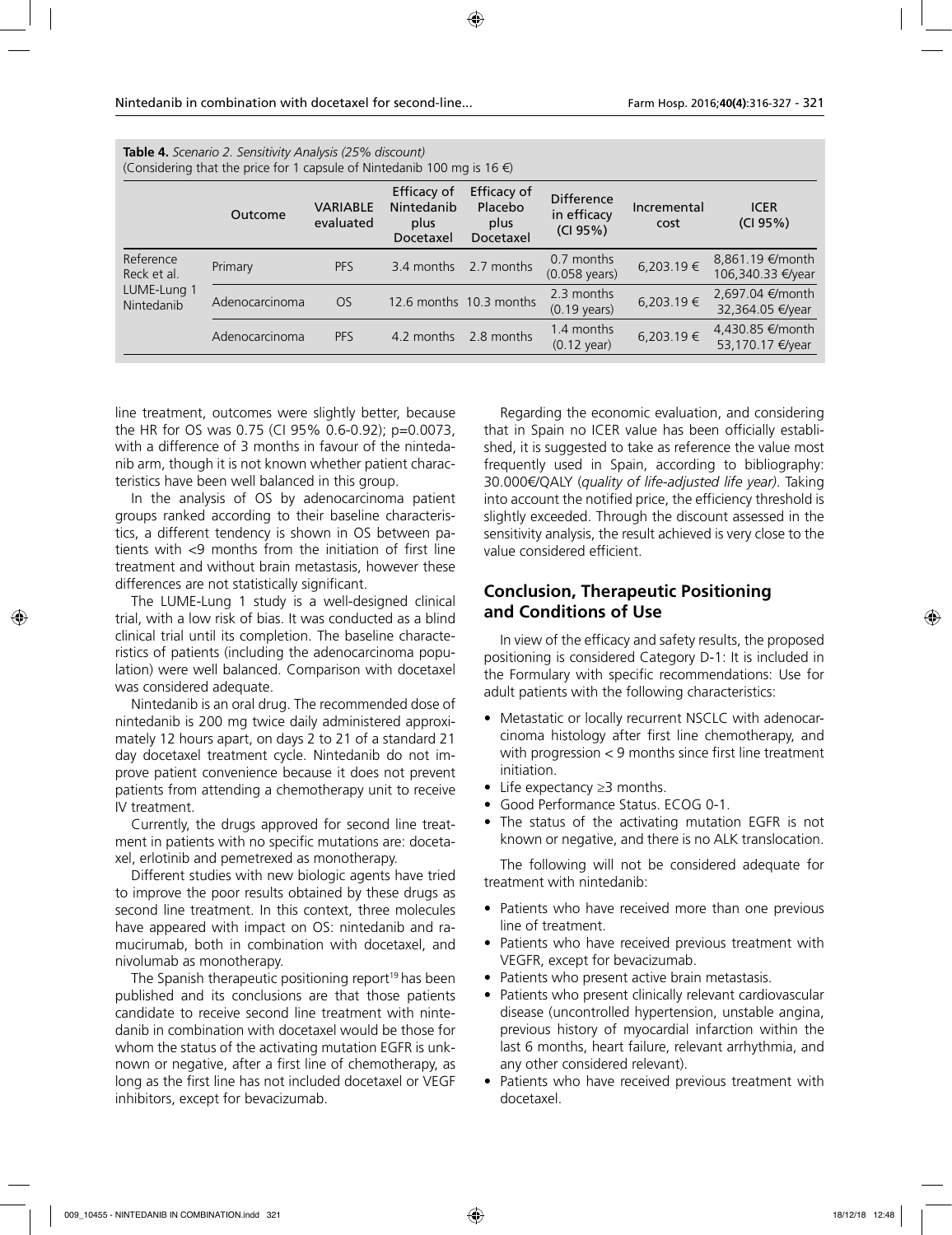**Table 4.** *Scenario 2. Sensitivity Analysis (25% discount)*
(Considering that the price for 1 capsule of Nintedanib 100 mg is 16 €)

| | Outcome | VARIABLE evaluated | Efficacy of Nintedanib plus Docetaxel | Efficacy of Placebo plus Docetaxel | Difference in efficacy (CI 95%) | Incremental cost | ICER (CI 95%) |
|---|---|---|---|---|---|---|---|
| Reference Reck et al. LUME-Lung 1 Nintedanib | Primary | PFS | 3.4 months | 2.7 months | 0.7 months (0.058 years) | 6,203.19 € | 8,861.19 €/month 106,340.33 €/year |
| | Adenocarcinoma | OS | 12.6 months | 10.3 months | 2.3 months (0.19 years) | 6,203.19 € | 2,697.04 €/month 32,364.05 €/year |
| | Adenocarcinoma | PFS | 4.2 months | 2.8 months | 1.4 months (0.12 year) | 6,203.19 € | 4,430.85 €/month 53,170.17 €/year |

line treatment, outcomes were slightly better, because the HR for OS was 0.75 (CI 95% 0.6-0.92); p=0.0073, with a difference of 3 months in favour of the nintedanib arm, though it is not known whether patient characteristics have been well balanced in this group.

In the analysis of OS by adenocarcinoma patient groups ranked according to their baseline characteristics, a different tendency is shown in OS between patients with <9 months from the initiation of first line treatment and without brain metastasis, however these differences are not statistically significant.

The LUME-Lung 1 study is a well-designed clinical trial, with a low risk of bias. It was conducted as a blind clinical trial until its completion. The baseline characteristics of patients (including the adenocarcinoma population) were well balanced. Comparison with docetaxel was considered adequate.

Nintedanib is an oral drug. The recommended dose of nintedanib is 200 mg twice daily administered approximately 12 hours apart, on days 2 to 21 of a standard 21 day docetaxel treatment cycle. Nintedanib do not improve patient convenience because it does not prevent patients from attending a chemotherapy unit to receive IV treatment.

Currently, the drugs approved for second line treatment in patients with no specific mutations are: docetaxel, erlotinib and pemetrexed as monotherapy.

Different studies with new biologic agents have tried to improve the poor results obtained by these drugs as second line treatment. In this context, three molecules have appeared with impact on OS: nintedanib and ramucirumab, both in combination with docetaxel, and nivolumab as monotherapy.

The Spanish therapeutic positioning report[19] has been published and its conclusions are that those patients candidate to receive second line treatment with nintedanib in combination with docetaxel would be those for whom the status of the activating mutation EGFR is unknown or negative, after a first line of chemotherapy, as long as the first line has not included docetaxel or VEGF inhibitors, except for bevacizumab.

Regarding the economic evaluation, and considering that in Spain no ICER value has been officially established, it is suggested to take as reference the value most frequently used in Spain, according to bibliography: 30.000€/QALY (*quality of life-adjusted life year)*. Taking into account the notified price, the efficiency threshold is slightly exceeded. Through the discount assessed in the sensitivity analysis, the result achieved is very close to the value considered efficient.

## Conclusion, Therapeutic Positioning and Conditions of Use

In view of the efficacy and safety results, the proposed positioning is considered Category D-1: It is included in the Formulary with specific recommendations: Use for adult patients with the following characteristics:

- Metastatic or locally recurrent NSCLC with adenocarcinoma histology after first line chemotherapy, and with progression < 9 months since first line treatment initiation.
- Life expectancy ≥3 months.
- Good Performance Status. ECOG 0-1.
- The status of the activating mutation EGFR is not known or negative, and there is no ALK translocation.

The following will not be considered adequate for treatment with nintedanib:

- Patients who have received more than one previous line of treatment.
- Patients who have received previous treatment with VEGFR, except for bevacizumab.
- Patients who present active brain metastasis.
- Patients who present clinically relevant cardiovascular disease (uncontrolled hypertension, unstable angina, previous history of myocardial infarction within the last 6 months, heart failure, relevant arrhythmia, and any other considered relevant).
- Patients who have received previous treatment with docetaxel.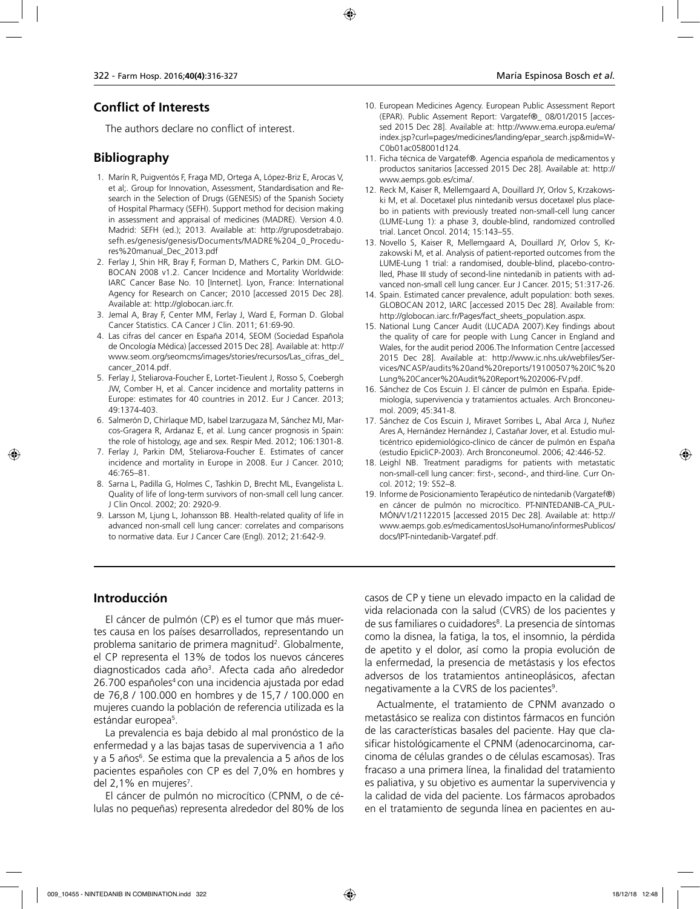## Conflict of Interests

The authors declare no conflict of interest.

## Bibliography

1. Marín R, Puigventós F, Fraga MD, Ortega A, López-Briz E, Arocas V, et al;. Group for Innovation, Assessment, Standardisation and Research in the Selection of Drugs (GENESIS) of the Spanish Society of Hospital Pharmacy (SEFH). Support method for decision making in assessment and appraisal of medicines (MADRE). Version 4.0. Madrid: SEFH (ed.); 2013. Available at: http://gruposdetrabajo.sefh.es/genesis/genesis/Documents/MADRE%204_0_Procedures%20manual_Dec_2013.pdf
2. Ferlay J, Shin HR, Bray F, Forman D, Mathers C, Parkin DM. GLOBOCAN 2008 v1.2. Cancer Incidence and Mortality Worldwide: IARC Cancer Base No. 10 [Internet]. Lyon, France: International Agency for Research on Cancer; 2010 [accessed 2015 Dec 28]. Available at: http://globocan.iarc.fr.
3. Jemal A, Bray F, Center MM, Ferlay J, Ward E, Forman D. Global Cancer Statistics. CA Cancer J Clin. 2011; 61:69-90.
4. Las cifras del cancer en España 2014, SEOM (Sociedad Española de Oncología Médica) [accessed 2015 Dec 28]. Available at: http://www.seom.org/seomcms/images/stories/recursos/Las_cifras_del_cancer_2014.pdf.
5. Ferlay J, Steliarova-Foucher E, Lortet-Tieulent J, Rosso S, Coebergh JW, Comber H, et al. Cancer incidence and mortality patterns in Europe: estimates for 40 countries in 2012. Eur J Cancer. 2013; 49:1374-403.
6. Salmerón D, Chirlaque MD, Isabel Izarzugaza M, Sánchez MJ, Marcos-Gragera R, Ardanaz E, et al. Lung cancer prognosis in Spain: the role of histology, age and sex. Respir Med. 2012; 106:1301-8.
7. Ferlay J, Parkin DM, Steliarova-Foucher E. Estimates of cancer incidence and mortality in Europe in 2008. Eur J Cancer. 2010; 46:765–81.
8. Sarna L, Padilla G, Holmes C, Tashkin D, Brecht ML, Evangelista L. Quality of life of long-term survivors of non-small cell lung cancer. J Clin Oncol. 2002; 20: 2920-9.
9. Larsson M, Ljung L, Johansson BB. Health-related quality of life in advanced non-small cell lung cancer: correlates and comparisons to normative data. Eur J Cancer Care (Engl). 2012; 21:642-9.
10. European Medicines Agency. European Public Assessment Report (EPAR). Public Assement Report: Vargatef®_ 08/01/2015 [accessed 2015 Dec 28]. Available at: http://www.ema.europa.eu/ema/index.jsp?curl=pages/medicines/landing/epar_search.jsp&mid=WC0b01ac058001d124.
11. Ficha técnica de Vargatef®. Agencia española de medicamentos y productos sanitarios [accessed 2015 Dec 28]. Available at: http://www.aemps.gob.es/cima/.
12. Reck M, Kaiser R, Mellemgaard A, Douillard JY, Orlov S, Krzakowski M, et al. Docetaxel plus nintedanib versus docetaxel plus placebo in patients with previously treated non-small-cell lung cancer (LUME-Lung 1): a phase 3, double-blind, randomized controlled trial. Lancet Oncol. 2014; 15:143–55.
13. Novello S, Kaiser R, Mellemgaard A, Douillard JY, Orlov S, Krzakowski M, et al. Analysis of patient-reported outcomes from the LUME-Lung 1 trial: a randomised, double-blind, placebo-controlled, Phase III study of second-line nintedanib in patients with advanced non-small cell lung cancer. Eur J Cancer. 2015; 51:317-26.
14. Spain. Estimated cancer prevalence, adult population: both sexes. GLOBOCAN 2012, IARC [accessed 2015 Dec 28]. Available from: http://globocan.iarc.fr/Pages/fact_sheets_population.aspx.
15. National Lung Cancer Audit (LUCADA 2007).Key findings about the quality of care for people with Lung Cancer in England and Wales, for the audit period 2006.The Information Centre [accessed 2015 Dec 28]. Available at: http://www.ic.nhs.uk/webfiles/Services/NCASP/audits%20and%20reports/19100507%20IC%20Lung%20Cancer%20Audit%20Report%202006-FV.pdf.
16. Sánchez de Cos Escuin J. El cáncer de pulmón en España. Epidemiología, supervivencia y tratamientos actuales. Arch Bronconeumol. 2009; 45:341-8.
17. Sánchez de Cos Escuin J, Miravet Sorribes L, Abal Arca J, Nuñez Ares A, Hernández Hernández J, Castañar Jover, et al. Estudio multicéntrico epidemiológico-clínico de cáncer de pulmón en España (estudio EpicliCP-2003). Arch Bronconeumol. 2006; 42:446-52.
18. Leighl NB. Treatment paradigms for patients with metastatic non-small-cell lung cancer: first-, second-, and third-line. Curr Oncol. 2012; 19: S52–8.
19. Informe de Posicionamiento Terapéutico de nintedanib (Vargatef®) en cáncer de pulmón no microcítico. PT-NINTEDANIB-CA_PULMÓN/V1/21122015 [accessed 2015 Dec 28]. Available at: http://www.aemps.gob.es/medicamentosUsoHumano/informesPublicos/docs/IPT-nintedanib-Vargatef.pdf.

## Introducción

El cáncer de pulmón (CP) es el tumor que más muertes causa en los países desarrollados, representando un problema sanitario de primera magnitud[2]. Globalmente, el CP representa el 13% de todos los nuevos cánceres diagnosticados cada año[3]. Afecta cada año alrededor 26.700 españoles[4] con una incidencia ajustada por edad de 76,8 / 100.000 en hombres y de 15,7 / 100.000 en mujeres cuando la población de referencia utilizada es la estándar europea[5].

La prevalencia es baja debido al mal pronóstico de la enfermedad y a las bajas tasas de supervivencia a 1 año y a 5 años[6]. Se estima que la prevalencia a 5 años de los pacientes españoles con CP es del 7,0% en hombres y del 2,1% en mujeres[7].

El cáncer de pulmón no microcítico (CPNM, o de células no pequeñas) representa alrededor del 80% de los casos de CP y tiene un elevado impacto en la calidad de vida relacionada con la salud (CVRS) de los pacientes y de sus familiares o cuidadores[8]. La presencia de síntomas como la disnea, la fatiga, la tos, el insomnio, la pérdida de apetito y el dolor, así como la propia evolución de la enfermedad, la presencia de metástasis y los efectos adversos de los tratamientos antineoplásicos, afectan negativamente a la CVRS de los pacientes[9].

Actualmente, el tratamiento de CPNM avanzado o metastásico se realiza con distintos fármacos en función de las características basales del paciente. Hay que clasificar histológicamente el CPNM (adenocarcinoma, carcinoma de células grandes o de células escamosas). Tras fracaso a una primera línea, la finalidad del tratamiento es paliativa, y su objetivo es aumentar la supervivencia y la calidad de vida del paciente. Los fármacos aprobados en el tratamiento de segunda línea en pacientes en au-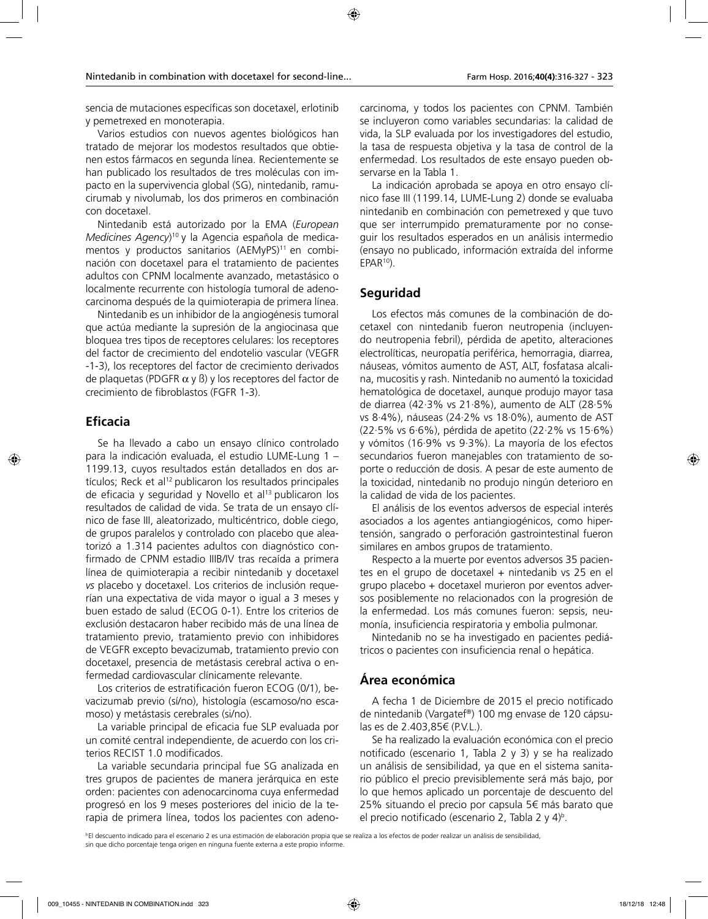sencia de mutaciones específicas son docetaxel, erlotinib y pemetrexed en monoterapia.

Varios estudios con nuevos agentes biológicos han tratado de mejorar los modestos resultados que obtienen estos fármacos en segunda línea. Recientemente se han publicado los resultados de tres moléculas con impacto en la supervivencia global (SG), nintedanib, ramucirumab y nivolumab, los dos primeros en combinación con docetaxel.

Nintedanib está autorizado por la EMA (*European Medicines Agency*)[10] y la Agencia española de medicamentos y productos sanitarios (AEMyPS)[11] en combinación con docetaxel para el tratamiento de pacientes adultos con CPNM localmente avanzado, metastásico o localmente recurrente con histología tumoral de adenocarcinoma después de la quimioterapia de primera línea.

Nintedanib es un inhibidor de la angiogénesis tumoral que actúa mediante la supresión de la angiocinasa que bloquea tres tipos de receptores celulares: los receptores del factor de crecimiento del endotelio vascular (VEGFR -1-3), los receptores del factor de crecimiento derivados de plaquetas (PDGFR $\alpha$ y ß) y los receptores del factor de crecimiento de fibroblastos (FGFR 1-3).

## Eficacia

Se ha llevado a cabo un ensayo clínico controlado para la indicación evaluada, el estudio LUME-Lung 1 – 1199.13, cuyos resultados están detallados en dos artículos; Reck et al[12] publicaron los resultados principales de eficacia y seguridad y Novello et al[13] publicaron los resultados de calidad de vida. Se trata de un ensayo clínico de fase III, aleatorizado, multicéntrico, doble ciego, de grupos paralelos y controlado con placebo que aleatorizó a 1.314 pacientes adultos con diagnóstico confirmado de CPNM estadio IIIB/IV tras recaída a primera línea de quimioterapia a recibir nintedanib y docetaxel *vs* placebo y docetaxel. Los criterios de inclusión requerían una expectativa de vida mayor o igual a 3 meses y buen estado de salud (ECOG 0-1). Entre los criterios de exclusión destacaron haber recibido más de una línea de tratamiento previo, tratamiento previo con inhibidores de VEGFR excepto bevacizumab, tratamiento previo con docetaxel, presencia de metástasis cerebral activa o enfermedad cardiovascular clínicamente relevante.

Los criterios de estratificación fueron ECOG (0/1), bevacizumab previo (sí/no), histología (escamoso/no escamoso) y metástasis cerebrales (si/no).

La variable principal de eficacia fue SLP evaluada por un comité central independiente, de acuerdo con los criterios RECIST 1.0 modificados.

La variable secundaria principal fue SG analizada en tres grupos de pacientes de manera jerárquica en este orden: pacientes con adenocarcinoma cuya enfermedad progresó en los 9 meses posteriores del inicio de la terapia de primera línea, todos los pacientes con adenocarcinoma, y todos los pacientes con CPNM. También se incluyeron como variables secundarias: la calidad de vida, la SLP evaluada por los investigadores del estudio, la tasa de respuesta objetiva y la tasa de control de la enfermedad. Los resultados de este ensayo pueden observarse en la Tabla 1.

La indicación aprobada se apoya en otro ensayo clínico fase III (1199.14, LUME-Lung 2) donde se evaluaba nintedanib en combinación con pemetrexed y que tuvo que ser interrumpido prematuramente por no conseguir los resultados esperados en un análisis intermedio (ensayo no publicado, información extraída del informe EPAR[10]).

## Seguridad

Los efectos más comunes de la combinación de docetaxel con nintedanib fueron neutropenia (incluyendo neutropenia febril), pérdida de apetito, alteraciones electrolíticas, neuropatía periférica, hemorragia, diarrea, náuseas, vómitos aumento de AST, ALT, fosfatasa alcalina, mucositis y rash. Nintedanib no aumentó la toxicidad hematológica de docetaxel, aunque produjo mayor tasa de diarrea (42·3% vs 21·8%), aumento de ALT (28·5% vs 8·4%), náuseas (24·2% vs 18·0%), aumento de AST (22·5% vs 6·6%), pérdida de apetito (22·2% vs 15·6%) y vómitos (16·9% vs 9·3%). La mayoría de los efectos secundarios fueron manejables con tratamiento de soporte o reducción de dosis. A pesar de este aumento de la toxicidad, nintedanib no produjo ningún deterioro en la calidad de vida de los pacientes.

El análisis de los eventos adversos de especial interés asociados a los agentes antiangiogénicos, como hipertensión, sangrado o perforación gastrointestinal fueron similares en ambos grupos de tratamiento.

Respecto a la muerte por eventos adversos 35 pacientes en el grupo de docetaxel + nintedanib vs 25 en el grupo placebo + docetaxel murieron por eventos adversos posiblemente no relacionados con la progresión de la enfermedad. Los más comunes fueron: sepsis, neumonía, insuficiencia respiratoria y embolia pulmonar.

Nintedanib no se ha investigado en pacientes pediátricos o pacientes con insuficiencia renal o hepática.

## Área económica

A fecha 1 de Diciembre de 2015 el precio notificado de nintedanib (Vargatef®) 100 mg envase de 120 cápsulas es de 2.403,85€ (P.V.L.).

Se ha realizado la evaluación económica con el precio notificado (escenario 1, Tabla 2 y 3) y se ha realizado un análisis de sensibilidad, ya que en el sistema sanitario público el precio previsiblemente será más bajo, por lo que hemos aplicado un porcentaje de descuento del 25% situando el precio por capsula 5€ más barato que el precio notificado (escenario 2, Tabla 2 y 4)[b].

[b] El descuento indicado para el escenario 2 es una estimación de elaboración propia que se realiza a los efectos de poder realizar un análisis de sensibilidad, sin que dicho porcentaje tenga origen en ninguna fuente externa a este propio informe.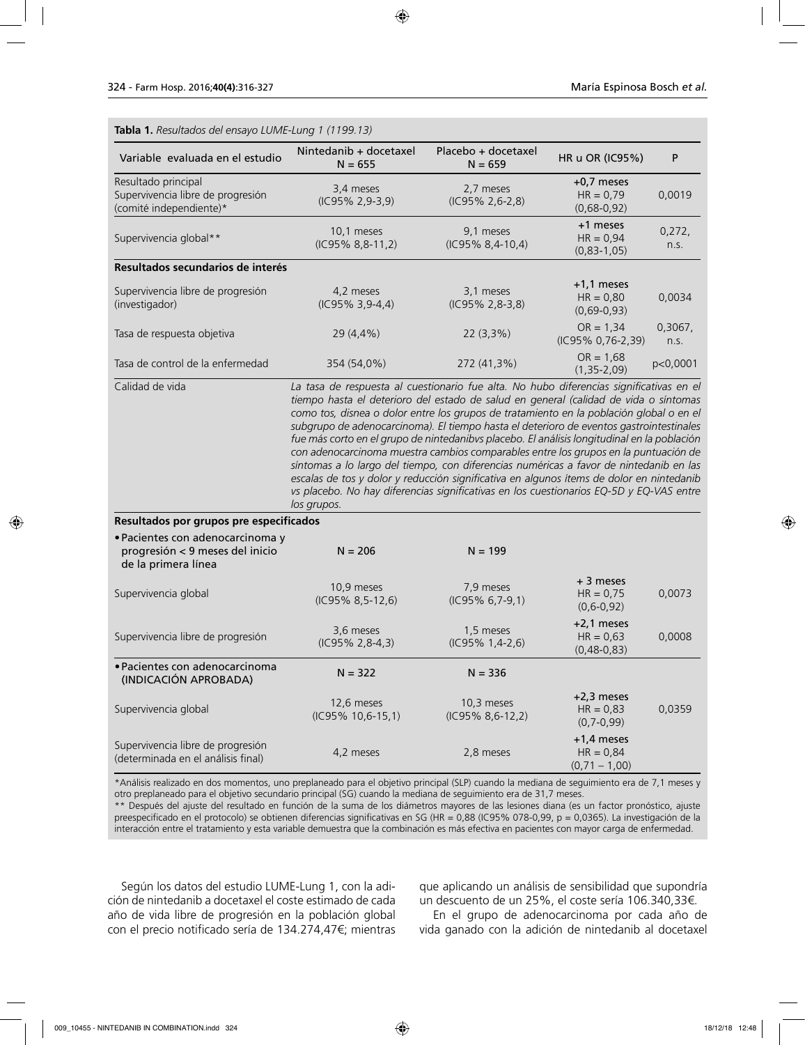**Tabla 1.** *Resultados del ensayo LUME-Lung 1 (1199.13)*

| Variable evaluada en el estudio | Nintedanib + docetaxel N = 655 | Placebo + docetaxel N = 659 | HR u OR (IC95%) | P |
|---|---|---|---|---|
| Resultado principal Supervivencia libre de progresión (comité independiente)* | 3,4 meses (IC95% 2,9-3,9) | 2,7 meses (IC95% 2,6-2,8) | **+0,7 meses** HR = 0,79 (0,68-0,92) | 0,0019 |
| Supervivencia global** | 10,1 meses (IC95% 8,8-11,2) | 9,1 meses (IC95% 8,4-10,4) | **+1 meses** HR = 0,94 (0,83-1,05) | 0,272, n.s. |
| **Resultados secundarios de interés** | | | | |
| Supervivencia libre de progresión (investigador) | 4,2 meses (IC95% 3,9-4,4) | 3,1 meses (IC95% 2,8-3,8) | **+1,1 meses** HR = 0,80 (0,69-0,93) | 0,0034 |
| Tasa de respuesta objetiva | 29 (4,4%) | 22 (3,3%) | OR = 1,34 (IC95% 0,76-2,39) | 0,3067, n.s. |
| Tasa de control de la enfermedad | 354 (54,0%) | 272 (41,3%) | OR = 1,68 (1,35-2,09) | p<0,0001 |
| Calidad de vida | *La tasa de respuesta al cuestionario fue alta. No hubo diferencias significativas en el tiempo hasta el deterioro del estado de salud en general (calidad de vida o síntomas como tos, disnea o dolor entre los grupos de tratamiento en la población global o en el subgrupo de adenocarcinoma). El tiempo hasta el deterioro de eventos gastrointestinales fue más corto en el grupo de nintedanibvs placebo. El análisis longitudinal en la población con adenocarcinoma muestra cambios comparables entre los grupos en la puntuación de síntomas a lo largo del tiempo, con diferencias numéricas a favor de nintedanib en las escalas de tos y dolor y reducción significativa en algunos ítems de dolor en nintedanib vs placebo. No hay diferencias significativas en los cuestionarios EQ-5D y EQ-VAS entre los grupos.* | | | |
| **Resultados por grupos pre especificados** | | | | |
| • Pacientes con adenocarcinoma y progresión < 9 meses del inicio de la primera línea | N = 206 | N = 199 | | |
| Supervivencia global | 10,9 meses (IC95% 8,5-12,6) | 7,9 meses (IC95% 6,7-9,1) | **+ 3 meses** HR = 0,75 (0,6-0,92) | 0,0073 |
| Supervivencia libre de progresión | 3,6 meses (IC95% 2,8-4,3) | 1,5 meses (IC95% 1,4-2,6) | **+2,1 meses** HR = 0,63 (0,48-0,83) | 0,0008 |
| • Pacientes con adenocarcinoma (INDICACIÓN APROBADA) | N = 322 | N = 336 | | |
| Supervivencia global | 12,6 meses (IC95% 10,6-15,1) | 10,3 meses (IC95% 8,6-12,2) | **+2,3 meses** HR = 0,83 (0,7-0,99) | 0,0359 |
| Supervivencia libre de progresión (determinada en el análisis final) | 4,2 meses | 2,8 meses | **+1,4 meses** HR = 0,84 (0,71 – 1,00) | |

*Análisis realizado en dos momentos, uno preplaneado para el objetivo principal (SLP) cuando la mediana de seguimiento era de 7,1 meses y otro preplaneado para el objetivo secundario principal (SG) cuando la mediana de seguimiento era de 31,7 meses.
** Después del ajuste del resultado en función de la suma de los diámetros mayores de las lesiones diana (es un factor pronóstico, ajuste preespecificado en el protocolo) se obtienen diferencias significativas en SG (HR = 0,88 (IC95% 078-0,99, p = 0,0365). La investigación de la interacción entre el tratamiento y esta variable demuestra que la combinación es más efectiva en pacientes con mayor carga de enfermedad.

Según los datos del estudio LUME-Lung 1, con la adición de nintedanib a docetaxel el coste estimado de cada año de vida libre de progresión en la población global con el precio notificado sería de 134.274,47€; mientras que aplicando un análisis de sensibilidad que supondría un descuento de un 25%, el coste sería 106.340,33€.

En el grupo de adenocarcinoma por cada año de vida ganado con la adición de nintedanib al docetaxel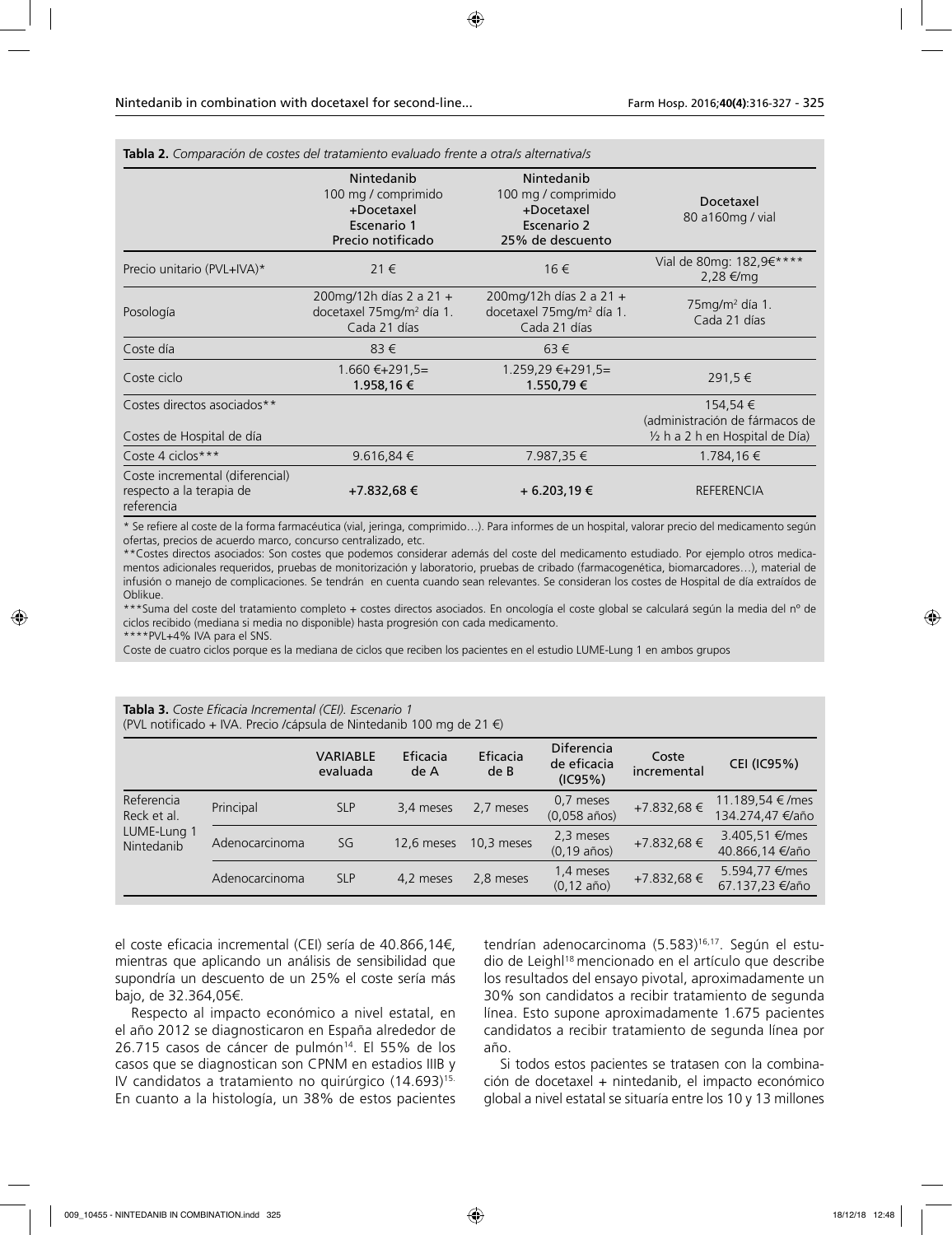**Tabla 2.** *Comparación de costes del tratamiento evaluado frente a otra/s alternativa/s*

| | Nintedanib 100 mg / comprimido +Docetaxel Escenario 1 Precio notificado | Nintedanib 100 mg / comprimido +Docetaxel Escenario 2 25% de descuento | Docetaxel 80 a160mg / vial |
|---|---|---|---|
| Precio unitario (PVL+IVA)* | 21 € | 16 € | Vial de 80mg: 182,9€**** 2,28 €/mg |
| Posología | 200mg/12h días 2 a 21 + docetaxel 75mg/m² día 1. Cada 21 días | 200mg/12h días 2 a 21 + docetaxel 75mg/m² día 1. Cada 21 días | 75mg/m² día 1. Cada 21 días |
| Coste día | 83 € | 63 € | |
| Coste ciclo | 1.660 €+291,5= **1.958,16 €** | 1.259,29 €+291,5= **1.550,79 €** | 291,5 € |
| Costes directos asociados** Costes de Hospital de día | | | 154,54 € (administración de fármacos de ½ h a 2 h en Hospital de Día) |
| Coste 4 ciclos*** | 9.616,84 € | 7.987,35 € | 1.784,16 € |
| Coste incremental (diferencial) respecto a la terapia de referencia | **+7.832,68 €** | **+ 6.203,19 €** | REFERENCIA |

\* Se refiere al coste de la forma farmacéutica (vial, jeringa, comprimido…). Para informes de un hospital, valorar precio del medicamento según ofertas, precios de acuerdo marco, concurso centralizado, etc.

\*\*Costes directos asociados: Son costes que podemos considerar además del coste del medicamento estudiado. Por ejemplo otros medicamentos adicionales requeridos, pruebas de monitorización y laboratorio, pruebas de cribado (farmacogenética, biomarcadores…), material de infusión o manejo de complicaciones. Se tendrán en cuenta cuando sean relevantes. Se consideran los costes de Hospital de día extraídos de Oblikue.

\*\*\*Suma del coste del tratamiento completo + costes directos asociados. En oncología el coste global se calculará según la media del nº de ciclos recibido (mediana si media no disponible) hasta progresión con cada medicamento.

\*\*\*\*PVL+4% IVA para el SNS.

Coste de cuatro ciclos porque es la mediana de ciclos que reciben los pacientes en el estudio LUME-Lung 1 en ambos grupos

**Tabla 3.** *Coste Eficacia Incremental (CEI). Escenario 1*
(PVL notificado + IVA. Precio /cápsula de Nintedanib 100 mg de 21 €)

| | | VARIABLE evaluada | Eficacia de A | Eficacia de B | Diferencia de eficacia (IC95%) | Coste incremental | CEI (IC95%) |
|---|---|---|---|---|---|---|---|
| Referencia Reck et al. LUME-Lung 1 Nintedanib | Principal | SLP | 3,4 meses | 2,7 meses | 0,7 meses (0,058 años) | +7.832,68 € | 11.189,54 € /mes 134.274,47 €/año |
| | Adenocarcinoma | SG | 12,6 meses | 10,3 meses | 2,3 meses (0,19 años) | +7.832,68 € | 3.405,51 €/mes 40.866,14 €/año |
| | Adenocarcinoma | SLP | 4,2 meses | 2,8 meses | 1,4 meses (0,12 año) | +7.832,68 € | 5.594,77 €/mes 67.137,23 €/año |

el coste eficacia incremental (CEI) sería de 40.866,14€, mientras que aplicando un análisis de sensibilidad que supondría un descuento de un 25% el coste sería más bajo, de 32.364,05€.

Respecto al impacto económico a nivel estatal, en el año 2012 se diagnosticaron en España alrededor de 26.715 casos de cáncer de pulmón[14]. El 55% de los casos que se diagnostican son CPNM en estadios IIIB y IV candidatos a tratamiento no quirúrgico (14.693)[15]. En cuanto a la histología, un 38% de estos pacientes tendrían adenocarcinoma (5.583)[16,17]. Según el estudio de Leighl[18] mencionado en el artículo que describe los resultados del ensayo pivotal, aproximadamente un 30% son candidatos a recibir tratamiento de segunda línea. Esto supone aproximadamente 1.675 pacientes candidatos a recibir tratamiento de segunda línea por año.

Si todos estos pacientes se tratasen con la combinación de docetaxel + nintedanib, el impacto económico global a nivel estatal se situaría entre los 10 y 13 millones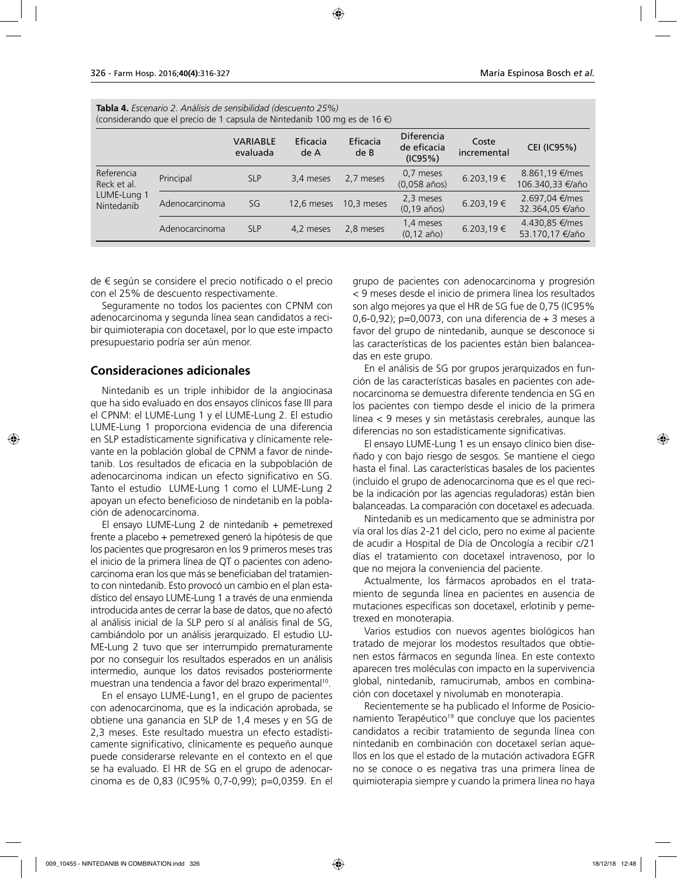**Tabla 4.** *Escenario 2. Análisis de sensibilidad (descuento 25%)*
(considerando que el precio de 1 capsula de Nintedanib 100 mg es de 16 €)

| | | VARIABLE evaluada | Eficacia de A | Eficacia de B | Diferencia de eficacia (IC95%) | Coste incremental | CEI (IC95%) |
|---|---|---|---|---|---|---|---|
| Referencia Reck et al. LUME-Lung 1 Nintedanib | Principal | SLP | 3,4 meses | 2,7 meses | 0,7 meses (0,058 años) | 6.203,19 € | 8.861,19 €/mes 106.340,33 €/año |
| | Adenocarcinoma | SG | 12,6 meses | 10,3 meses | 2,3 meses (0,19 años) | 6.203,19 € | 2.697,04 €/mes 32.364,05 €/año |
| | Adenocarcinoma | SLP | 4,2 meses | 2,8 meses | 1,4 meses (0,12 año) | 6.203,19 € | 4.430,85 €/mes 53.170,17 €/año |

de € según se considere el precio notificado o el precio con el 25% de descuento respectivamente.

Seguramente no todos los pacientes con CPNM con adenocarcinoma y segunda línea sean candidatos a recibir quimioterapia con docetaxel, por lo que este impacto presupuestario podría ser aún menor.

## Consideraciones adicionales

Nintedanib es un triple inhibidor de la angiocinasa que ha sido evaluado en dos ensayos clínicos fase III para el CPNM: el LUME-Lung 1 y el LUME-Lung 2. El estudio LUME-Lung 1 proporciona evidencia de una diferencia en SLP estadísticamente significativa y clínicamente relevante en la población global de CPNM a favor de nindetanib. Los resultados de eficacia en la subpoblación de adenocarcinoma indican un efecto significativo en SG. Tanto el estudio LUME-Lung 1 como el LUME-Lung 2 apoyan un efecto beneficioso de nindetanib en la población de adenocarcinoma.

El ensayo LUME-Lung 2 de nintedanib + pemetrexed frente a placebo + pemetrexed generó la hipótesis de que los pacientes que progresaron en los 9 primeros meses tras el inicio de la primera línea de QT o pacientes con adenocarcinoma eran los que más se beneficiaban del tratamiento con nintedanib. Esto provocó un cambio en el plan estadístico del ensayo LUME-Lung 1 a través de una enmienda introducida antes de cerrar la base de datos, que no afectó al análisis inicial de la SLP pero sí al análisis final de SG, cambiándolo por un análisis jerarquizado. El estudio LUME-Lung 2 tuvo que ser interrumpido prematuramente por no conseguir los resultados esperados en un análisis intermedio, aunque los datos revisados posteriormente muestran una tendencia a favor del brazo experimental[10].

En el ensayo LUME-Lung1, en el grupo de pacientes con adenocarcinoma, que es la indicación aprobada, se obtiene una ganancia en SLP de 1,4 meses y en SG de 2,3 meses. Este resultado muestra un efecto estadísticamente significativo, clínicamente es pequeño aunque puede considerarse relevante en el contexto en el que se ha evaluado. El HR de SG en el grupo de adenocarcinoma es de 0,83 (IC95% 0,7-0,99); p=0,0359. En el grupo de pacientes con adenocarcinoma y progresión < 9 meses desde el inicio de primera línea los resultados son algo mejores ya que el HR de SG fue de 0,75 (IC95% 0,6-0,92); p=0,0073, con una diferencia de + 3 meses a favor del grupo de nintedanib, aunque se desconoce si las características de los pacientes están bien balanceadas en este grupo.

En el análisis de SG por grupos jerarquizados en función de las características basales en pacientes con adenocarcinoma se demuestra diferente tendencia en SG en los pacientes con tiempo desde el inicio de la primera línea < 9 meses y sin metástasis cerebrales, aunque las diferencias no son estadísticamente significativas.

El ensayo LUME-Lung 1 es un ensayo clínico bien diseñado y con bajo riesgo de sesgos. Se mantiene el ciego hasta el final. Las características basales de los pacientes (incluido el grupo de adenocarcinoma que es el que recibe la indicación por las agencias reguladoras) están bien balanceadas. La comparación con docetaxel es adecuada.

Nintedanib es un medicamento que se administra por vía oral los días 2-21 del ciclo, pero no exime al paciente de acudir a Hospital de Día de Oncología a recibir c/21 días el tratamiento con docetaxel intravenoso, por lo que no mejora la conveniencia del paciente.

Actualmente, los fármacos aprobados en el tratamiento de segunda línea en pacientes en ausencia de mutaciones específicas son docetaxel, erlotinib y pemetrexed en monoterapia.

Varios estudios con nuevos agentes biológicos han tratado de mejorar los modestos resultados que obtienen estos fármacos en segunda línea. En este contexto aparecen tres moléculas con impacto en la supervivencia global, nintedanib, ramucirumab, ambos en combinación con docetaxel y nivolumab en monoterapia.

Recientemente se ha publicado el Informe de Posicionamiento Terapéutico[19] que concluye que los pacientes candidatos a recibir tratamiento de segunda línea con nintedanib en combinación con docetaxel serían aquellos en los que el estado de la mutación activadora EGFR no se conoce o es negativa tras una primera línea de quimioterapia siempre y cuando la primera línea no haya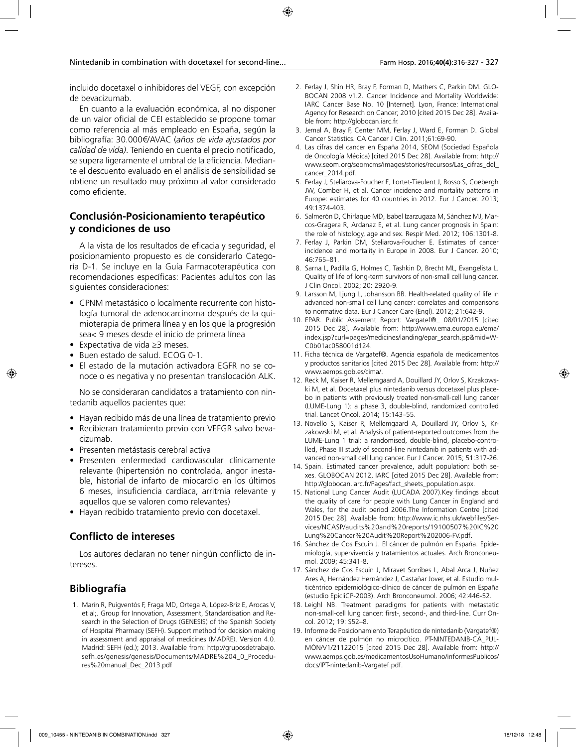incluido docetaxel o inhibidores del VEGF, con excepción de bevacizumab.

En cuanto a la evaluación económica, al no disponer de un valor oficial de CEI establecido se propone tomar como referencia al más empleado en España, según la bibliografía: 30.000€/AVAC (*años de vida ajustados por calidad de vida)*. Teniendo en cuenta el precio notificado, se supera ligeramente el umbral de la eficiencia. Mediante el descuento evaluado en el análisis de sensibilidad se obtiene un resultado muy próximo al valor considerado como eficiente.

## Conclusión-Posicionamiento terapéutico y condiciones de uso

A la vista de los resultados de eficacia y seguridad, el posicionamiento propuesto es de considerarlo Categoría D-1. Se incluye en la Guía Farmacoterapéutica con recomendaciones específicas: Pacientes adultos con las siguientes consideraciones:

- CPNM metastásico o localmente recurrente con histología tumoral de adenocarcinoma después de la quimioterapia de primera línea y en los que la progresión sea< 9 meses desde el inicio de primera línea
- Expectativa de vida ≥3 meses.
- Buen estado de salud. ECOG 0-1.
- El estado de la mutación activadora EGFR no se conoce o es negativa y no presentan translocación ALK.

No se consideraran candidatos a tratamiento con nintedanib aquellos pacientes que:

- Hayan recibido más de una línea de tratamiento previo
- Recibieran tratamiento previo con VEFGR salvo bevacizumab.
- Presenten metástasis cerebral activa
- Presenten enfermedad cardiovascular clínicamente relevante (hipertensión no controlada, angor inestable, historial de infarto de miocardio en los últimos 6 meses, insuficiencia cardíaca, arritmia relevante y aquellos que se valoren como relevantes)
- Hayan recibido tratamiento previo con docetaxel.

## Conflicto de intereses

Los autores declaran no tener ningún conflicto de intereses.

## Bibliografía

1. Marín R, Puigventós F, Fraga MD, Ortega A, López-Briz E, Arocas V, et al;. Group for Innovation, Assessment, Standardisation and Research in the Selection of Drugs (GENESIS) of the Spanish Society of Hospital Pharmacy (SEFH). Support method for decision making in assessment and appraisal of medicines (MADRE). Version 4.0. Madrid: SEFH (ed.); 2013. Available from: http://gruposdetrabajo.sefh.es/genesis/genesis/Documents/MADRE%204_0_Procedures%20manual_Dec_2013.pdf
2. Ferlay J, Shin HR, Bray F, Forman D, Mathers C, Parkin DM. GLOBOCAN 2008 v1.2. Cancer Incidence and Mortality Worldwide: IARC Cancer Base No. 10 [Internet]. Lyon, France: International Agency for Research on Cancer; 2010 [cited 2015 Dec 28]. Available from: http://globocan.iarc.fr.
3. Jemal A, Bray F, Center MM, Ferlay J, Ward E, Forman D. Global Cancer Statistics. CA Cancer J Clin. 2011;61:69-90.
4. Las cifras del cancer en España 2014, SEOM (Sociedad Española de Oncología Médica) [cited 2015 Dec 28]. Available from: http://www.seom.org/seomcms/images/stories/recursos/Las_cifras_del_cancer_2014.pdf.
5. Ferlay J, Steliarova-Foucher E, Lortet-Tieulent J, Rosso S, Coebergh JW, Comber H, et al. Cancer incidence and mortality patterns in Europe: estimates for 40 countries in 2012. Eur J Cancer. 2013; 49:1374-403.
6. Salmerón D, Chirlaque MD, Isabel Izarzugaza M, Sánchez MJ, Marcos-Gragera R, Ardanaz E, et al. Lung cancer prognosis in Spain: the role of histology, age and sex. Respir Med. 2012; 106:1301-8.
7. Ferlay J, Parkin DM, Steliarova-Foucher E. Estimates of cancer incidence and mortality in Europe in 2008. Eur J Cancer. 2010; 46:765–81.
8. Sarna L, Padilla G, Holmes C, Tashkin D, Brecht ML, Evangelista L. Quality of life of long-term survivors of non-small cell lung cancer. J Clin Oncol. 2002; 20: 2920-9.
9. Larsson M, Ljung L, Johansson BB. Health-related quality of life in advanced non-small cell lung cancer: correlates and comparisons to normative data. Eur J Cancer Care (Engl). 2012; 21:642-9.
10. EPAR. Public Assement Report: Vargatef®_ 08/01/2015 [cited 2015 Dec 28]. Available from: http://www.ema.europa.eu/ema/index.jsp?curl=pages/medicines/landing/epar_search.jsp&mid=WC0b01ac058001d124.
11. Ficha técnica de Vargatef®. Agencia española de medicamentos y productos sanitarios [cited 2015 Dec 28]. Available from: http://www.aemps.gob.es/cima/.
12. Reck M, Kaiser R, Mellemgaard A, Douillard JY, Orlov S, Krzakowski M, et al. Docetaxel plus nintedanib versus docetaxel plus placebo in patients with previously treated non-small-cell lung cancer (LUME-Lung 1): a phase 3, double-blind, randomized controlled trial. Lancet Oncol. 2014; 15:143–55.
13. Novello S, Kaiser R, Mellemgaard A, Douillard JY, Orlov S, Krzakowski M, et al. Analysis of patient-reported outcomes from the LUME-Lung 1 trial: a randomised, double-blind, placebo-controlled, Phase III study of second-line nintedanib in patients with advanced non-small cell lung cancer. Eur J Cancer. 2015; 51:317-26.
14. Spain. Estimated cancer prevalence, adult population: both sexes. GLOBOCAN 2012, IARC [cited 2015 Dec 28]. Available from: http://globocan.iarc.fr/Pages/fact_sheets_population.aspx.
15. National Lung Cancer Audit (LUCADA 2007).Key findings about the quality of care for people with Lung Cancer in England and Wales, for the audit period 2006.The Information Centre [cited 2015 Dec 28]. Available from: http://www.ic.nhs.uk/webfiles/Services/NCASP/audits%20and%20reports/19100507%20IC%20Lung%20Cancer%20Audit%20Report%202006-FV.pdf.
16. Sánchez de Cos Escuin J. El cáncer de pulmón en España. Epidemiología, supervivencia y tratamientos actuales. Arch Bronconeumol. 2009; 45:341-8.
17. Sánchez de Cos Escuin J, Miravet Sorribes L, Abal Arca J, Nuñez Ares A, Hernández Hernández J, Castañar Jover, et al. Estudio multicéntrico epidemiológico-clínico de cáncer de pulmón en España (estudio EpicliCP-2003). Arch Bronconeumol. 2006; 42:446-52.
18. Leighl NB. Treatment paradigms for patients with metastatic non-small-cell lung cancer: first-, second-, and third-line. Curr Oncol. 2012; 19: S52–8.
19. Informe de Posicionamiento Terapéutico de nintedanib (Vargatef®) en cáncer de pulmón no microcítico. PT-NINTEDANIB-CA_PULMÓN/V1/21122015 [cited 2015 Dec 28]. Available from: http://www.aemps.gob.es/medicamentosUsoHumano/informesPublicos/docs/IPT-nintedanib-Vargatef.pdf.